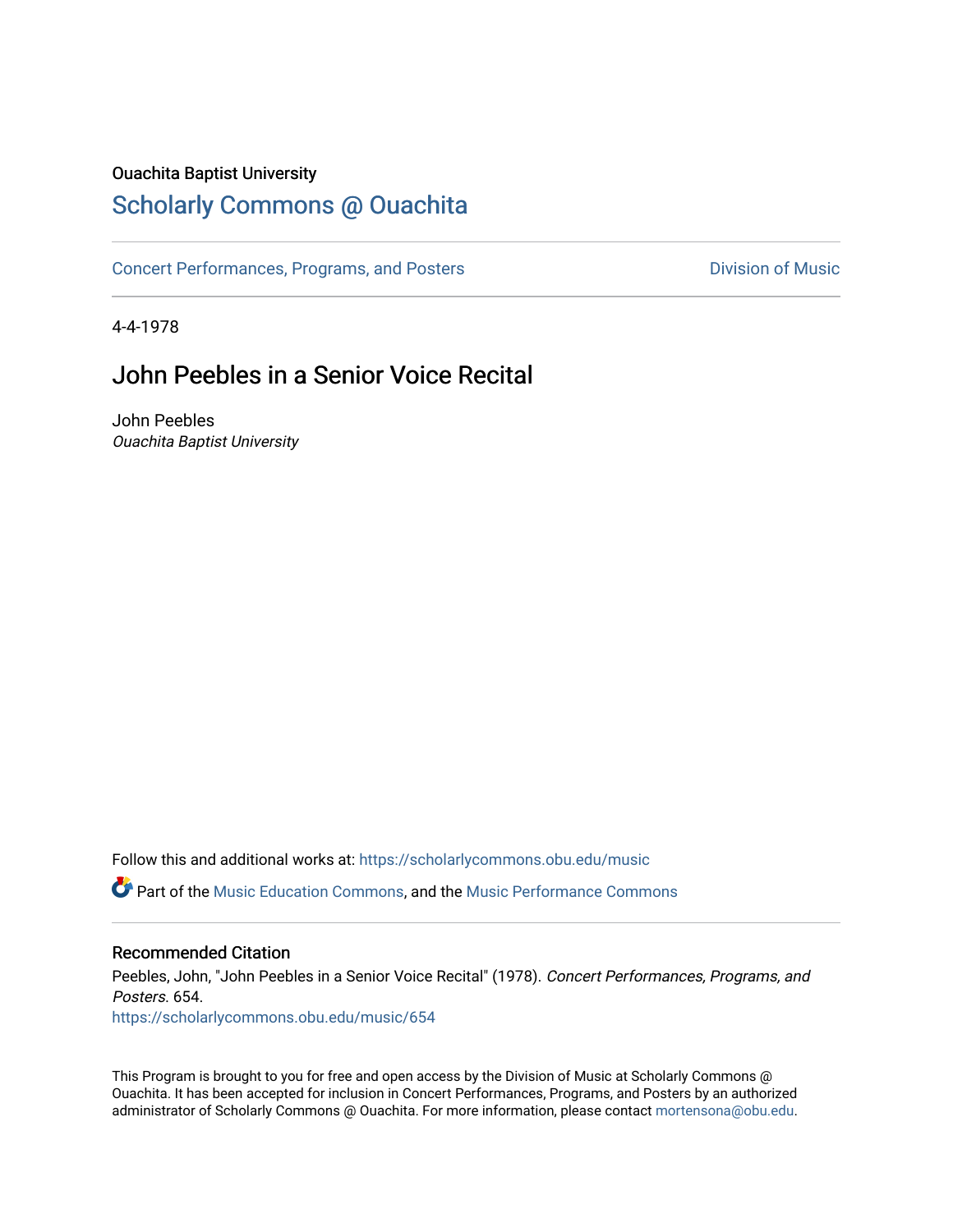Ouachita Baptist University

# Scholarly Commons @ Ouachita

Concert Performances, Programs, and Posters | Division of Music

4-4-1978

## John Peebles in a Senior Voice Recital

John Peebles
*Ouachita Baptist University*

Follow this and additional works at: https://scholarlycommons.obu.edu/music

Part of the Music Education Commons, and the Music Performance Commons

### Recommended Citation

Peebles, John, "John Peebles in a Senior Voice Recital" (1978). *Concert Performances, Programs, and Posters*. 654.
https://scholarlycommons.obu.edu/music/654

This Program is brought to you for free and open access by the Division of Music at Scholarly Commons @ Ouachita. It has been accepted for inclusion in Concert Performances, Programs, and Posters by an authorized administrator of Scholarly Commons @ Ouachita. For more information, please contact mortensona@obu.edu.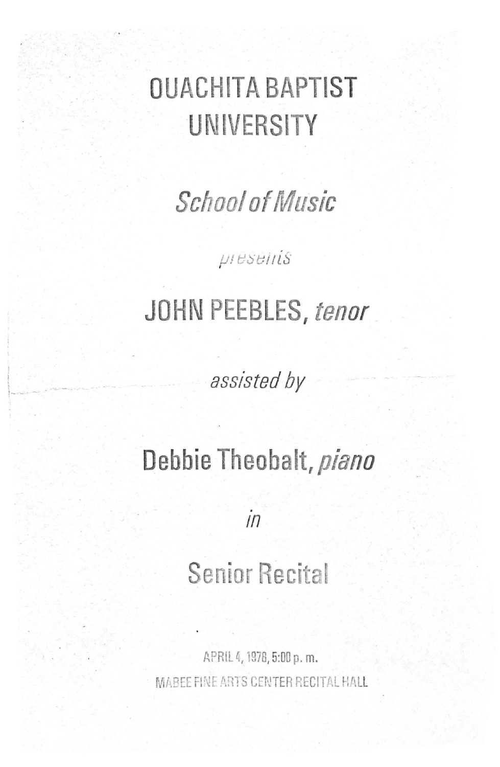# OUACHITA BAPTIST UNIVERSITY

*School of Music*

*presents*

## JOHN PEEBLES, *tenor*

*assisted by*

## Debbie Theobalt, *piano*

*in*

## Senior Recital

APRIL 4, 1978, 5:00 p. m.

MABEE FINE ARTS CENTER RECITAL HALL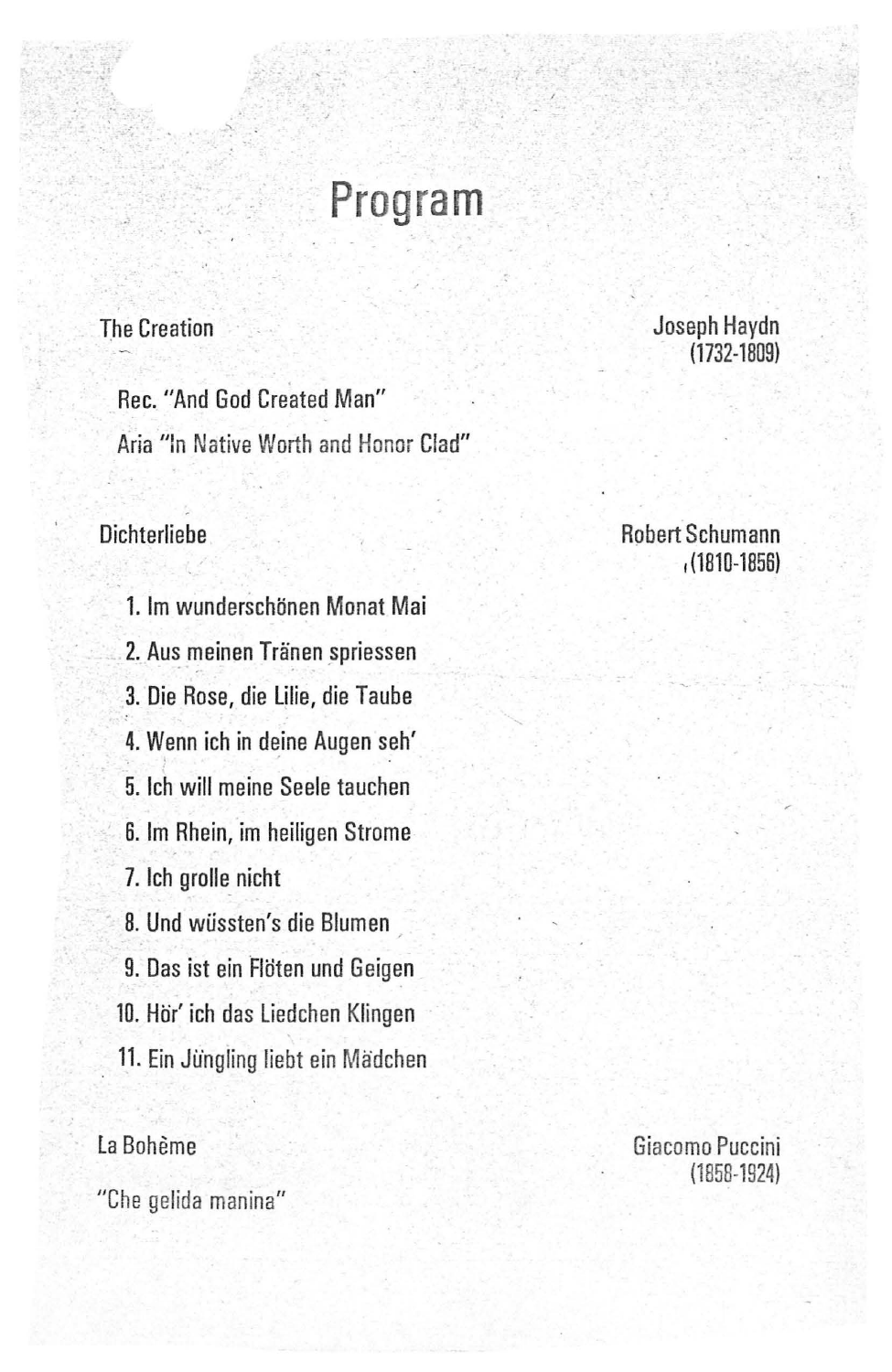# Program

The Creation — Joseph Haydn (1732-1809)

Rec. "And God Created Man"

Aria "In Native Worth and Honor Clad"

Dichterliebe — Robert Schumann (1810-1856)

1. Im wunderschönen Monat Mai
2. Aus meinen Tränen spriessen
3. Die Rose, die Lilie, die Taube
4. Wenn ich in deine Augen seh'
5. Ich will meine Seele tauchen
6. Im Rhein, im heiligen Strome
7. Ich grolle nicht
8. Und wüssten's die Blumen
9. Das ist ein Flöten und Geigen
10. Hör' ich das Liedchen Klingen
11. Ein Jüngling liebt ein Mädchen

La Bohème — Giacomo Puccini (1858-1924)

"Che gelida manina"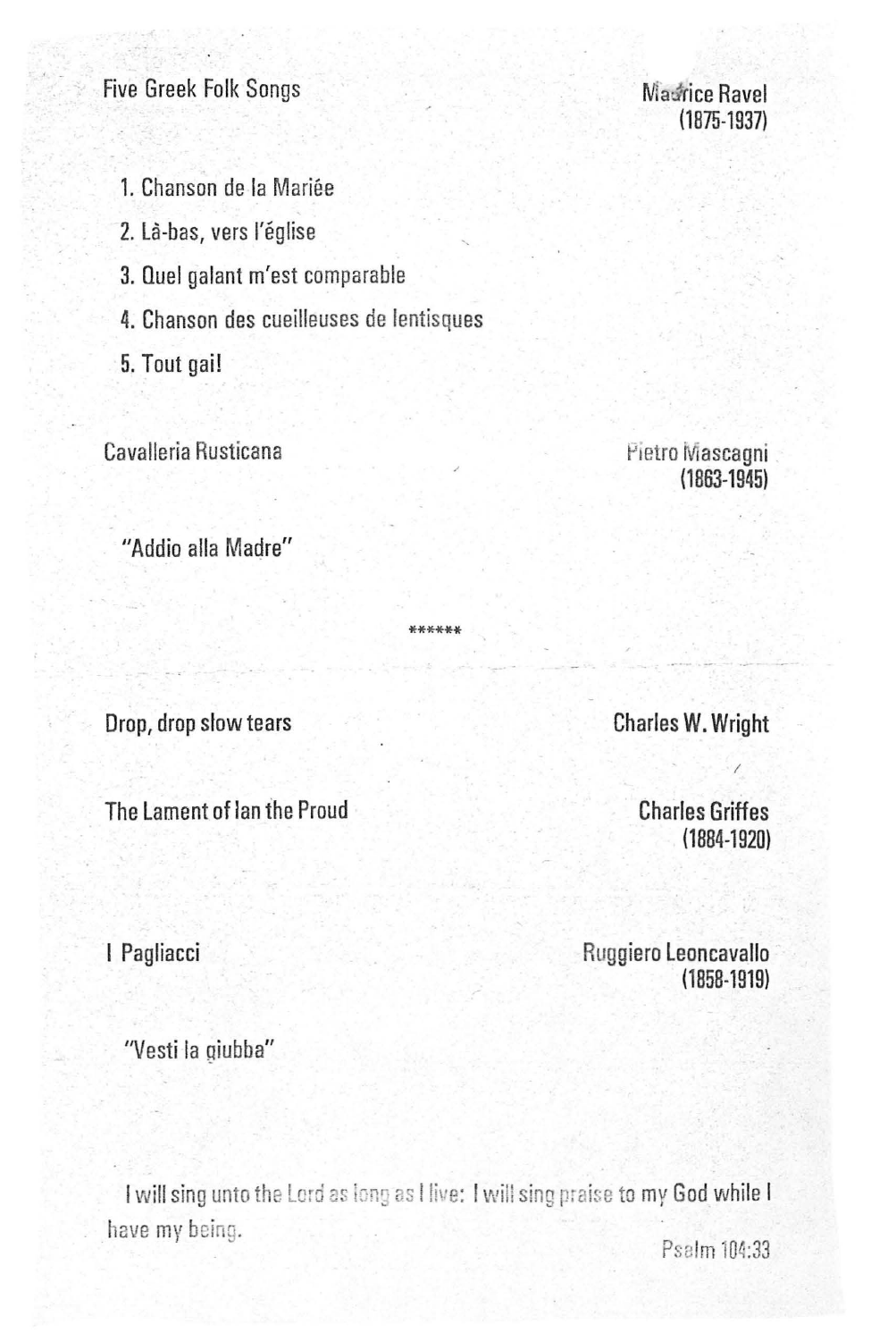Five Greek Folk Songs — Maurice Ravel (1875-1937)

1. Chanson de la Mariée
2. Là-bas, vers l'église
3. Quel galant m'est comparable
4. Chanson des cueilleuses de lentisques
5. Tout gai!

Cavalleria Rusticana — Pietro Mascagni (1863-1945)

"Addio alla Madre"

******

Drop, drop slow tears — Charles W. Wright

The Lament of Ian the Proud — Charles Griffes (1884-1920)

I Pagliacci — Ruggiero Leoncavallo (1858-1919)

"Vesti la giubba"

I will sing unto the Lord as long as I live: I will sing praise to my God while I have my being.

Psalm 104:33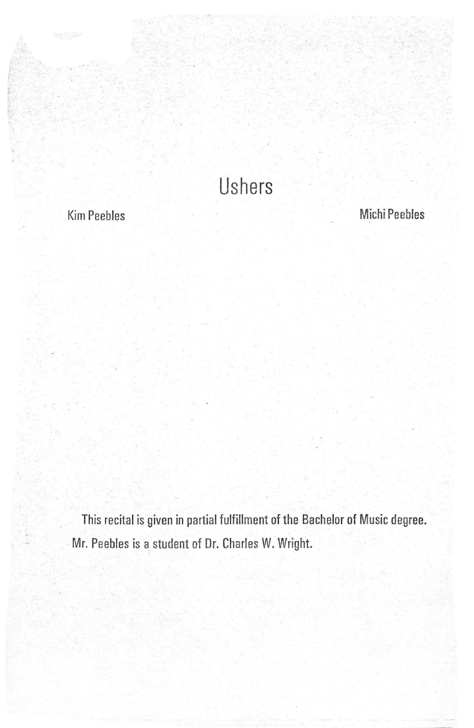## Ushers

Kim Peebles

Michi Peebles

This recital is given in partial fulfillment of the Bachelor of Music degree.

Mr. Peebles is a student of Dr. Charles W. Wright.